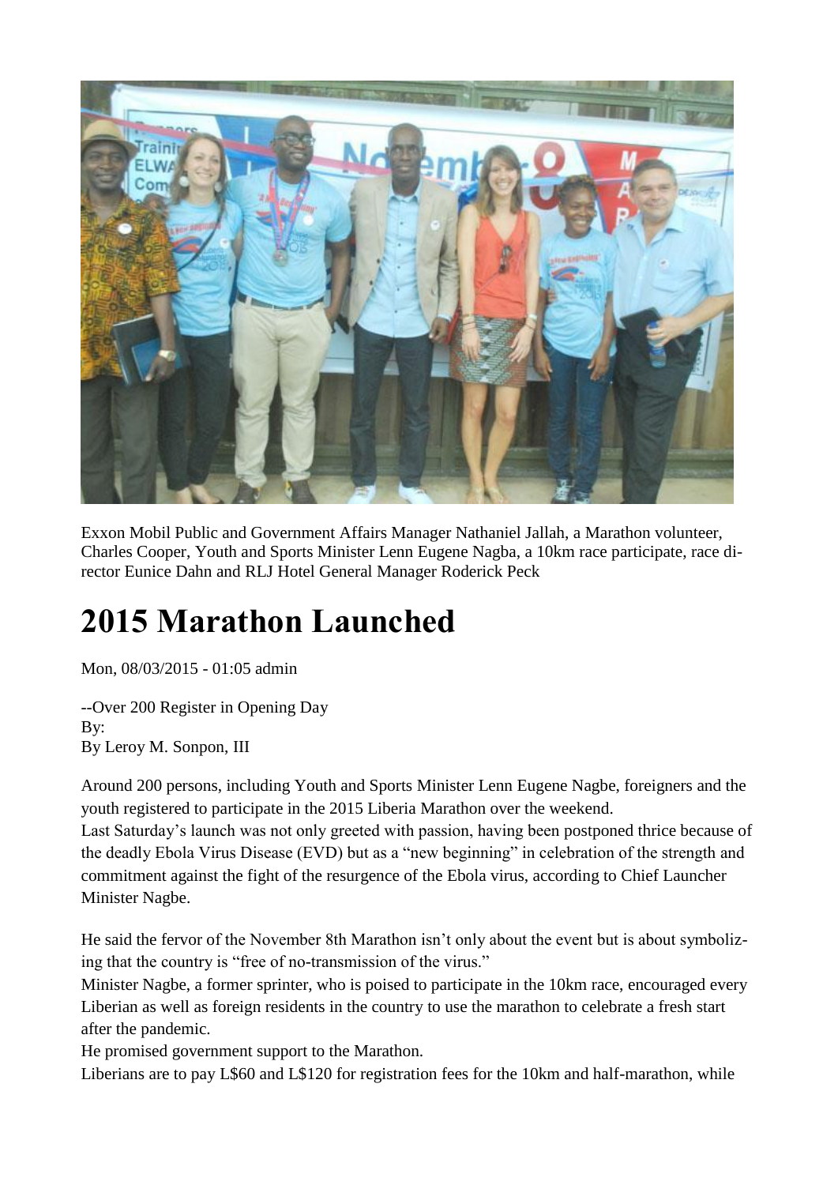Exxon Mobil Public and Government Affairs Manager Nathaniel Jallah, a Marathon volunteer, Charles Cooper, Youth and Sports Minister Lenn Eugene Nagba, a 10km race participate, race director Eunice Dahn and RLJ Hotel General Manager Roderick Peck

# 2015 Marathon Launched

Mon, 08/03/2015 - 01:05 admin

--Over 200 Register in Opening Day
By:
By Leroy M. Sonpon, III

Around 200 persons, including Youth and Sports Minister Lenn Eugene Nagbe, foreigners and the youth registered to participate in the 2015 Liberia Marathon over the weekend.
Last Saturday's launch was not only greeted with passion, having been postponed thrice because of the deadly Ebola Virus Disease (EVD) but as a "new beginning" in celebration of the strength and commitment against the fight of the resurgence of the Ebola virus, according to Chief Launcher Minister Nagbe.

He said the fervor of the November 8th Marathon isn't only about the event but is about symbolizing that the country is "free of no-transmission of the virus."
Minister Nagbe, a former sprinter, who is poised to participate in the 10km race, encouraged every Liberian as well as foreign residents in the country to use the marathon to celebrate a fresh start after the pandemic.
He promised government support to the Marathon.
Liberians are to pay L$60 and L$120 for registration fees for the 10km and half-marathon, while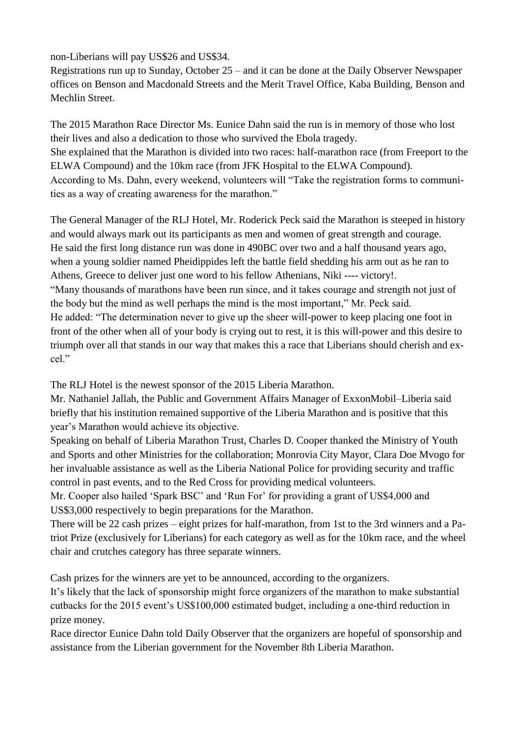non-Liberians will pay US$26 and US$34.
Registrations run up to Sunday, October 25 – and it can be done at the Daily Observer Newspaper offices on Benson and Macdonald Streets and the Merit Travel Office, Kaba Building, Benson and Mechlin Street.

The 2015 Marathon Race Director Ms. Eunice Dahn said the run is in memory of those who lost their lives and also a dedication to those who survived the Ebola tragedy.
She explained that the Marathon is divided into two races: half-marathon race (from Freeport to the ELWA Compound) and the 10km race (from JFK Hospital to the ELWA Compound).
According to Ms. Dahn, every weekend, volunteers will "Take the registration forms to communities as a way of creating awareness for the marathon."

The General Manager of the RLJ Hotel, Mr. Roderick Peck said the Marathon is steeped in history and would always mark out its participants as men and women of great strength and courage.
He said the first long distance run was done in 490BC over two and a half thousand years ago, when a young soldier named Pheidippides left the battle field shedding his arm out as he ran to Athens, Greece to deliver just one word to his fellow Athenians, Niki ---- victory!.
"Many thousands of marathons have been run since, and it takes courage and strength not just of the body but the mind as well perhaps the mind is the most important," Mr. Peck said.
He added: "The determination never to give up the sheer will-power to keep placing one foot in front of the other when all of your body is crying out to rest, it is this will-power and this desire to triumph over all that stands in our way that makes this a race that Liberians should cherish and excel."

The RLJ Hotel is the newest sponsor of the 2015 Liberia Marathon.
Mr. Nathaniel Jallah, the Public and Government Affairs Manager of ExxonMobil–Liberia said briefly that his institution remained supportive of the Liberia Marathon and is positive that this year's Marathon would achieve its objective.
Speaking on behalf of Liberia Marathon Trust, Charles D. Cooper thanked the Ministry of Youth and Sports and other Ministries for the collaboration; Monrovia City Mayor, Clara Doe Mvogo for her invaluable assistance as well as the Liberia National Police for providing security and traffic control in past events, and to the Red Cross for providing medical volunteers.
Mr. Cooper also hailed 'Spark BSC' and 'Run For' for providing a grant of US$4,000 and US$3,000 respectively to begin preparations for the Marathon.
There will be 22 cash prizes – eight prizes for half-marathon, from 1st to the 3rd winners and a Patriot Prize (exclusively for Liberians) for each category as well as for the 10km race, and the wheel chair and crutches category has three separate winners.

Cash prizes for the winners are yet to be announced, according to the organizers.
It's likely that the lack of sponsorship might force organizers of the marathon to make substantial cutbacks for the 2015 event's US$100,000 estimated budget, including a one-third reduction in prize money.
Race director Eunice Dahn told Daily Observer that the organizers are hopeful of sponsorship and assistance from the Liberian government for the November 8th Liberia Marathon.